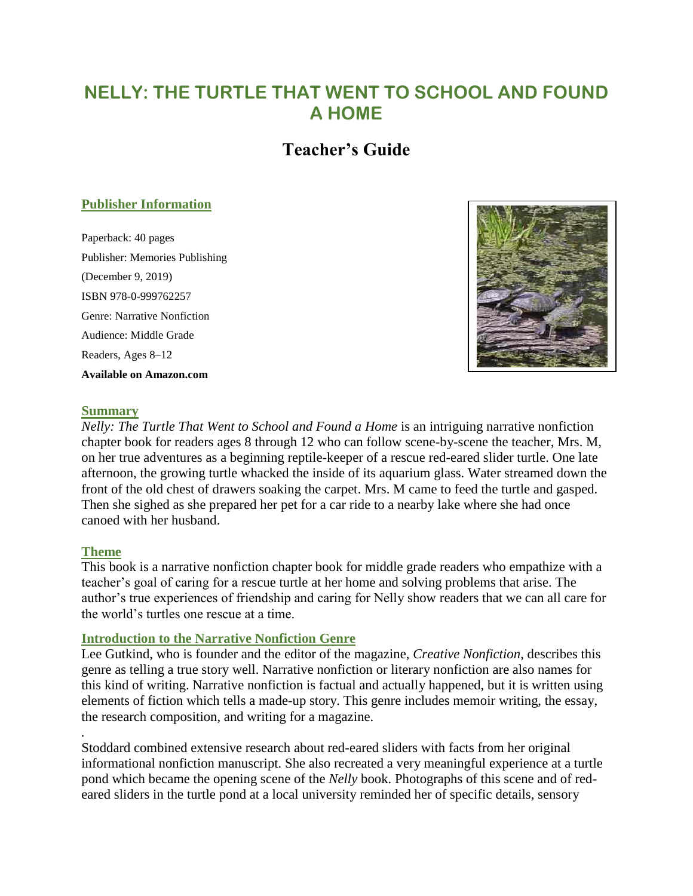# NELLY: THE TURTLE THAT WENT TO SCHOOL AND FOUND A HOME

## Teacher's Guide

### Publisher Information

Paperback: 40 pages

Publisher: Memories Publishing

(December 9, 2019)

ISBN 978-0-999762257

Genre: Narrative Nonfiction

Audience: Middle Grade

Readers, Ages 8–12

**Available on Amazon.com**

### Summary

*Nelly: The Turtle That Went to School and Found a Home* is an intriguing narrative nonfiction chapter book for readers ages 8 through 12 who can follow scene-by-scene the teacher, Mrs. M, on her true adventures as a beginning reptile-keeper of a rescue red-eared slider turtle. One late afternoon, the growing turtle whacked the inside of its aquarium glass. Water streamed down the front of the old chest of drawers soaking the carpet. Mrs. M came to feed the turtle and gasped. Then she sighed as she prepared her pet for a car ride to a nearby lake where she had once canoed with her husband.

### Theme

This book is a narrative nonfiction chapter book for middle grade readers who empathize with a teacher's goal of caring for a rescue turtle at her home and solving problems that arise. The author's true experiences of friendship and caring for Nelly show readers that we can all care for the world's turtles one rescue at a time.

### Introduction to the Narrative Nonfiction Genre

Lee Gutkind, who is founder and the editor of the magazine, *Creative Nonfiction*, describes this genre as telling a true story well. Narrative nonfiction or literary nonfiction are also names for this kind of writing. Narrative nonfiction is factual and actually happened, but it is written using elements of fiction which tells a made-up story. This genre includes memoir writing, the essay, the research composition, and writing for a magazine.

.

Stoddard combined extensive research about red-eared sliders with facts from her original informational nonfiction manuscript. She also recreated a very meaningful experience at a turtle pond which became the opening scene of the *Nelly* book. Photographs of this scene and of red-eared sliders in the turtle pond at a local university reminded her of specific details, sensory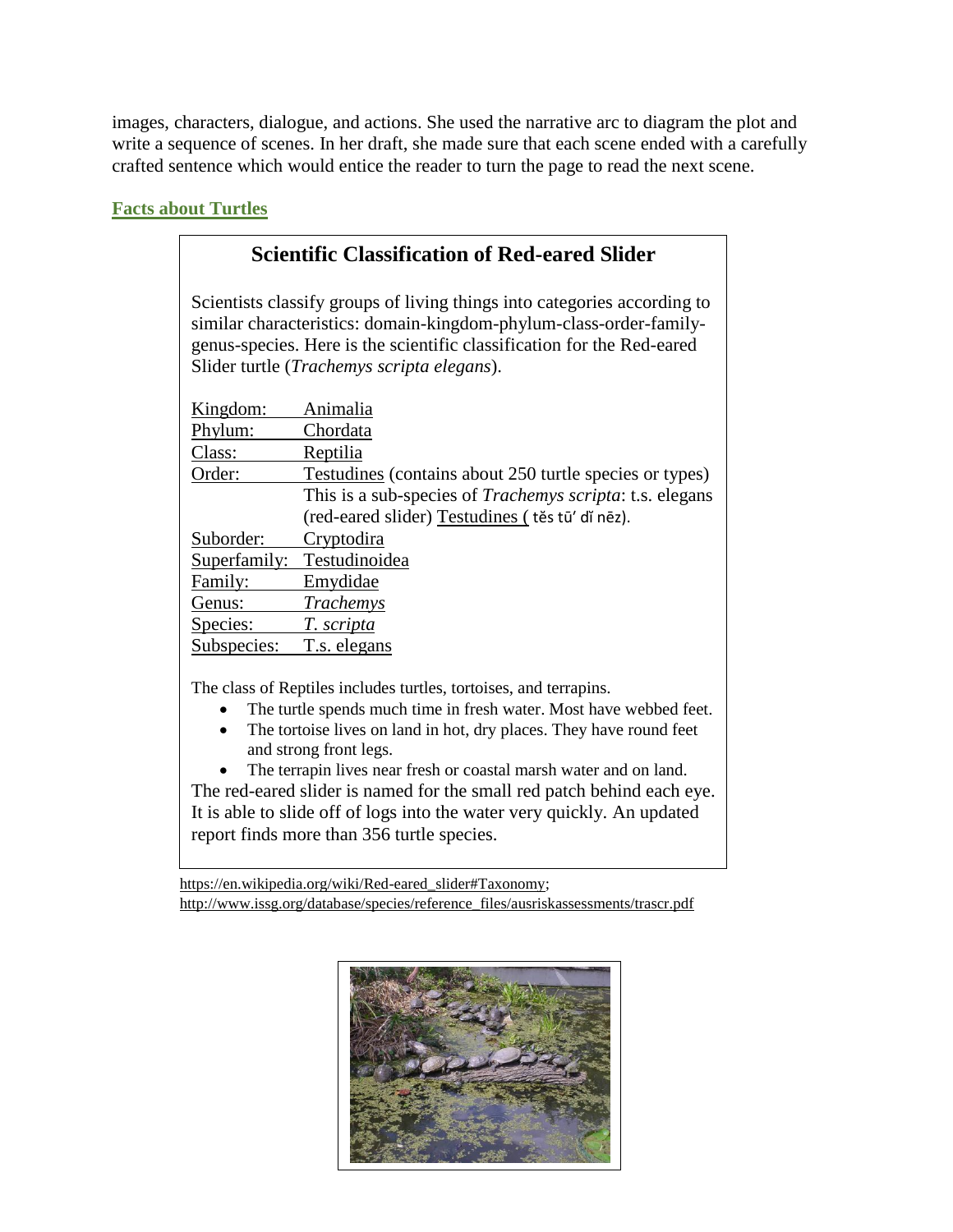images, characters, dialogue, and actions. She used the narrative arc to diagram the plot and write a sequence of scenes. In her draft, she made sure that each scene ended with a carefully crafted sentence which would entice the reader to turn the page to read the next scene.

## Facts about Turtles

### Scientific Classification of Red-eared Slider

Scientists classify groups of living things into categories according to similar characteristics: domain-kingdom-phylum-class-order-family-genus-species. Here is the scientific classification for the Red-eared Slider turtle (*Trachemys scripta elegans*).

| | |
|---|---|
| Kingdom: | Animalia |
| Phylum: | Chordata |
| Class: | Reptilia |
| Order: | Testudines (contains about 250 turtle species or types) This is a sub-species of *Trachemys scripta*: t.s. elegans (red-eared slider) Testudines ( tĕs tūʹ dĭ nēz). |
| Suborder: | Cryptodira |
| Superfamily: | Testudinoidea |
| Family: | Emydidae |
| Genus: | *Trachemys* |
| Species: | *T. scripta* |
| Subspecies: | T.s. elegans |

The class of Reptiles includes turtles, tortoises, and terrapins.

- The turtle spends much time in fresh water. Most have webbed feet.
- The tortoise lives on land in hot, dry places. They have round feet and strong front legs.
- The terrapin lives near fresh or coastal marsh water and on land.

The red-eared slider is named for the small red patch behind each eye. It is able to slide off of logs into the water very quickly. An updated report finds more than 356 turtle species.

https://en.wikipedia.org/wiki/Red-eared_slider#Taxonomy; http://www.issg.org/database/species/reference_files/ausriskassessments/trascr.pdf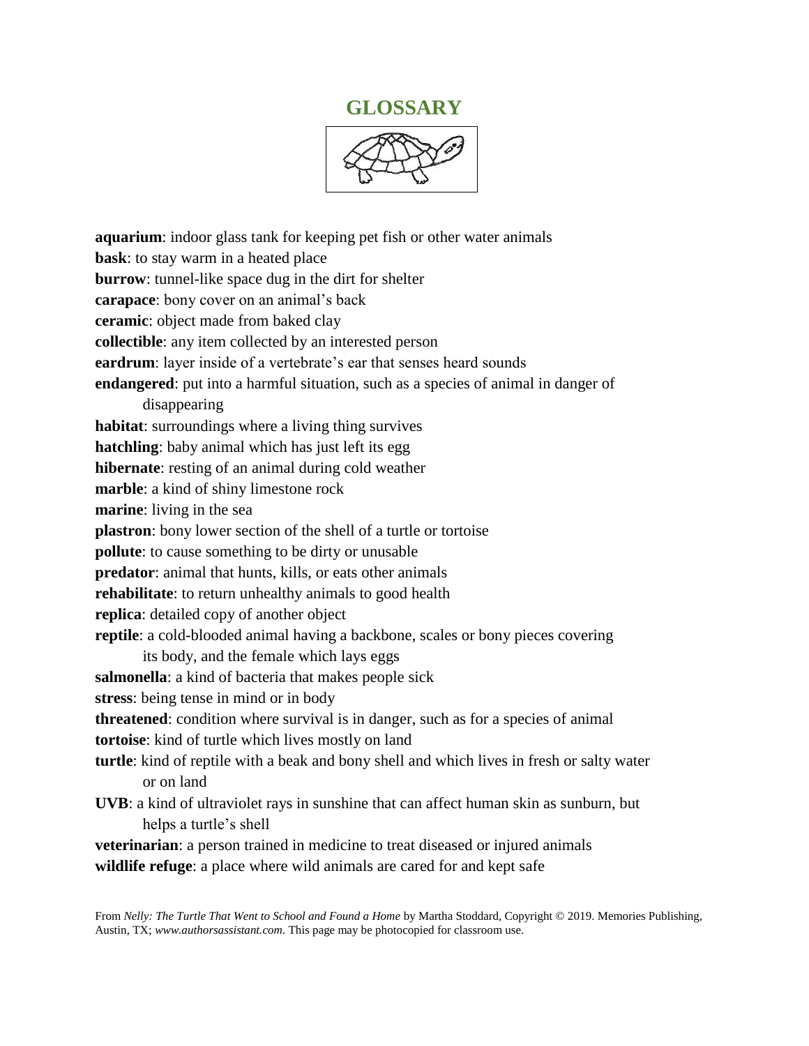# GLOSSARY

**aquarium**: indoor glass tank for keeping pet fish or other water animals
**bask**: to stay warm in a heated place
**burrow**: tunnel-like space dug in the dirt for shelter
**carapace**: bony cover on an animal's back
**ceramic**: object made from baked clay
**collectible**: any item collected by an interested person
**eardrum**: layer inside of a vertebrate's ear that senses heard sounds
**endangered**: put into a harmful situation, such as a species of animal in danger of disappearing
**habitat**: surroundings where a living thing survives
**hatchling**: baby animal which has just left its egg
**hibernate**: resting of an animal during cold weather
**marble**: a kind of shiny limestone rock
**marine**: living in the sea
**plastron**: bony lower section of the shell of a turtle or tortoise
**pollute**: to cause something to be dirty or unusable
**predator**: animal that hunts, kills, or eats other animals
**rehabilitate**: to return unhealthy animals to good health
**replica**: detailed copy of another object
**reptile**: a cold-blooded animal having a backbone, scales or bony pieces covering its body, and the female which lays eggs
**salmonella**: a kind of bacteria that makes people sick
**stress**: being tense in mind or in body
**threatened**: condition where survival is in danger, such as for a species of animal
**tortoise**: kind of turtle which lives mostly on land
**turtle**: kind of reptile with a beak and bony shell and which lives in fresh or salty water or on land
**UVB**: a kind of ultraviolet rays in sunshine that can affect human skin as sunburn, but helps a turtle's shell
**veterinarian**: a person trained in medicine to treat diseased or injured animals
**wildlife refuge**: a place where wild animals are cared for and kept safe

From *Nelly: The Turtle That Went to School and Found a Home* by Martha Stoddard, Copyright © 2019. Memories Publishing, Austin, TX; *www.authorsassistant.com*. This page may be photocopied for classroom use.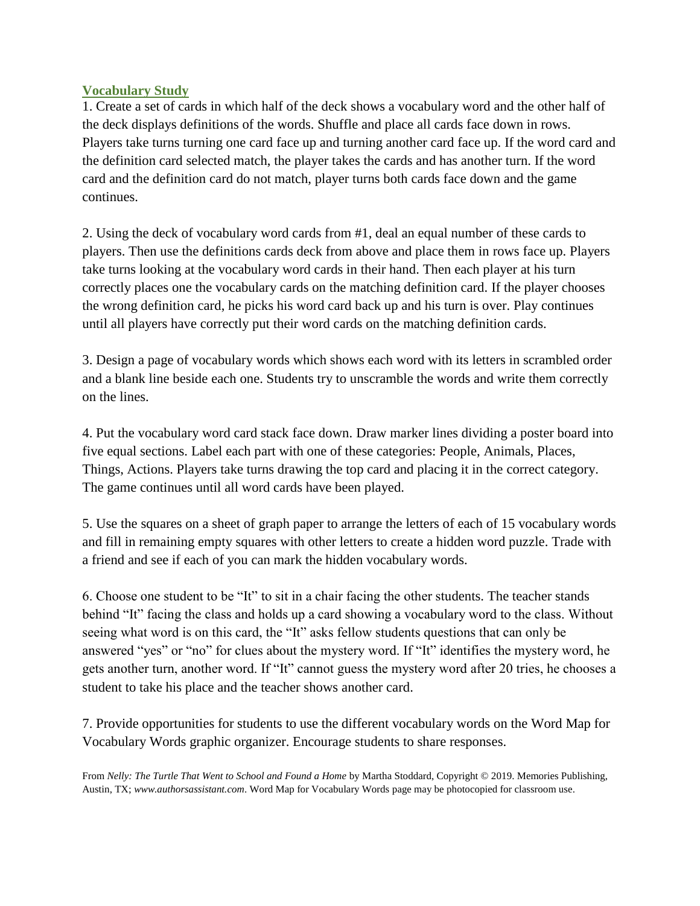## Vocabulary Study

1. Create a set of cards in which half of the deck shows a vocabulary word and the other half of the deck displays definitions of the words. Shuffle and place all cards face down in rows. Players take turns turning one card face up and turning another card face up. If the word card and the definition card selected match, the player takes the cards and has another turn. If the word card and the definition card do not match, player turns both cards face down and the game continues.

2. Using the deck of vocabulary word cards from #1, deal an equal number of these cards to players. Then use the definitions cards deck from above and place them in rows face up. Players take turns looking at the vocabulary word cards in their hand. Then each player at his turn correctly places one the vocabulary cards on the matching definition card. If the player chooses the wrong definition card, he picks his word card back up and his turn is over. Play continues until all players have correctly put their word cards on the matching definition cards.

3. Design a page of vocabulary words which shows each word with its letters in scrambled order and a blank line beside each one. Students try to unscramble the words and write them correctly on the lines.

4. Put the vocabulary word card stack face down. Draw marker lines dividing a poster board into five equal sections. Label each part with one of these categories: People, Animals, Places, Things, Actions. Players take turns drawing the top card and placing it in the correct category. The game continues until all word cards have been played.

5. Use the squares on a sheet of graph paper to arrange the letters of each of 15 vocabulary words and fill in remaining empty squares with other letters to create a hidden word puzzle. Trade with a friend and see if each of you can mark the hidden vocabulary words.

6. Choose one student to be "It" to sit in a chair facing the other students. The teacher stands behind "It" facing the class and holds up a card showing a vocabulary word to the class. Without seeing what word is on this card, the "It" asks fellow students questions that can only be answered "yes" or "no" for clues about the mystery word. If "It" identifies the mystery word, he gets another turn, another word. If "It" cannot guess the mystery word after 20 tries, he chooses a student to take his place and the teacher shows another card.

7. Provide opportunities for students to use the different vocabulary words on the Word Map for Vocabulary Words graphic organizer. Encourage students to share responses.

From *Nelly: The Turtle That Went to School and Found a Home* by Martha Stoddard, Copyright © 2019. Memories Publishing, Austin, TX; *www.authorsassistant.com*. Word Map for Vocabulary Words page may be photocopied for classroom use.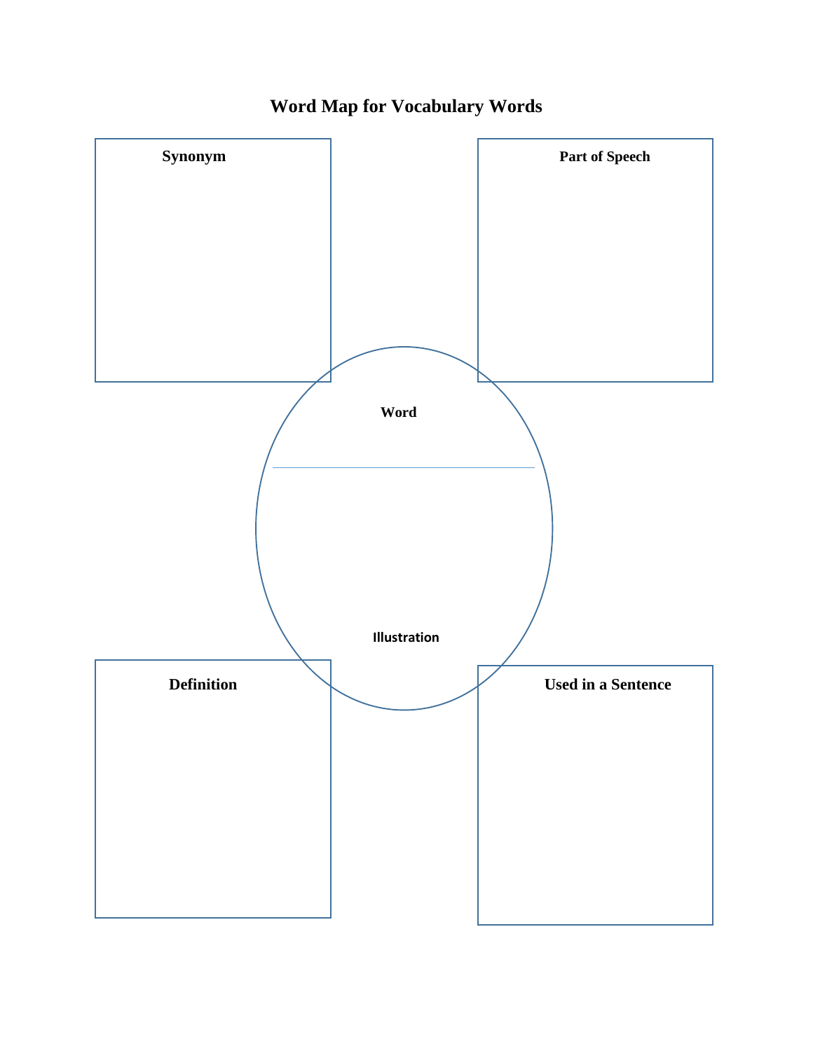# Word Map for Vocabulary Words

**Synonym**

**Part of Speech**

**Word**

**Illustration**

**Definition**

**Used in a Sentence**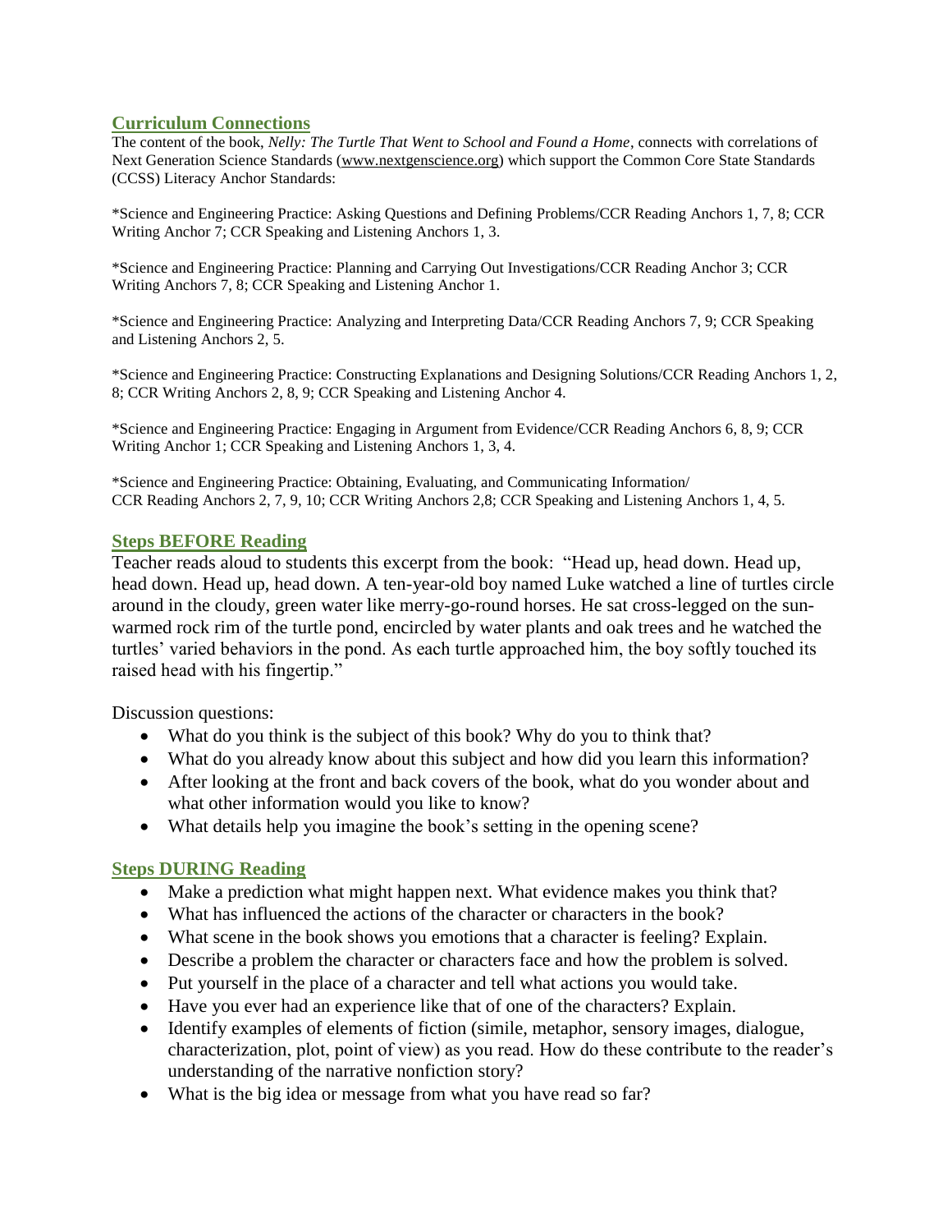## Curriculum Connections

The content of the book, *Nelly: The Turtle That Went to School and Found a Home*, connects with correlations of Next Generation Science Standards (www.nextgenscience.org) which support the Common Core State Standards (CCSS) Literacy Anchor Standards:

*Science and Engineering Practice: Asking Questions and Defining Problems/CCR Reading Anchors 1, 7, 8; CCR Writing Anchor 7; CCR Speaking and Listening Anchors 1, 3.

*Science and Engineering Practice: Planning and Carrying Out Investigations/CCR Reading Anchor 3; CCR Writing Anchors 7, 8; CCR Speaking and Listening Anchor 1.

*Science and Engineering Practice: Analyzing and Interpreting Data/CCR Reading Anchors 7, 9; CCR Speaking and Listening Anchors 2, 5.

*Science and Engineering Practice: Constructing Explanations and Designing Solutions/CCR Reading Anchors 1, 2, 8; CCR Writing Anchors 2, 8, 9; CCR Speaking and Listening Anchor 4.

*Science and Engineering Practice: Engaging in Argument from Evidence/CCR Reading Anchors 6, 8, 9; CCR Writing Anchor 1; CCR Speaking and Listening Anchors 1, 3, 4.

*Science and Engineering Practice: Obtaining, Evaluating, and Communicating Information/ CCR Reading Anchors 2, 7, 9, 10; CCR Writing Anchors 2,8; CCR Speaking and Listening Anchors 1, 4, 5.

## Steps BEFORE Reading

Teacher reads aloud to students this excerpt from the book: "Head up, head down. Head up, head down. Head up, head down. A ten-year-old boy named Luke watched a line of turtles circle around in the cloudy, green water like merry-go-round horses. He sat cross-legged on the sun-warmed rock rim of the turtle pond, encircled by water plants and oak trees and he watched the turtles' varied behaviors in the pond. As each turtle approached him, the boy softly touched its raised head with his fingertip."

Discussion questions:

- What do you think is the subject of this book? Why do you to think that?
- What do you already know about this subject and how did you learn this information?
- After looking at the front and back covers of the book, what do you wonder about and what other information would you like to know?
- What details help you imagine the book's setting in the opening scene?

## Steps DURING Reading

- Make a prediction what might happen next. What evidence makes you think that?
- What has influenced the actions of the character or characters in the book?
- What scene in the book shows you emotions that a character is feeling? Explain.
- Describe a problem the character or characters face and how the problem is solved.
- Put yourself in the place of a character and tell what actions you would take.
- Have you ever had an experience like that of one of the characters? Explain.
- Identify examples of elements of fiction (simile, metaphor, sensory images, dialogue, characterization, plot, point of view) as you read. How do these contribute to the reader's understanding of the narrative nonfiction story?
- What is the big idea or message from what you have read so far?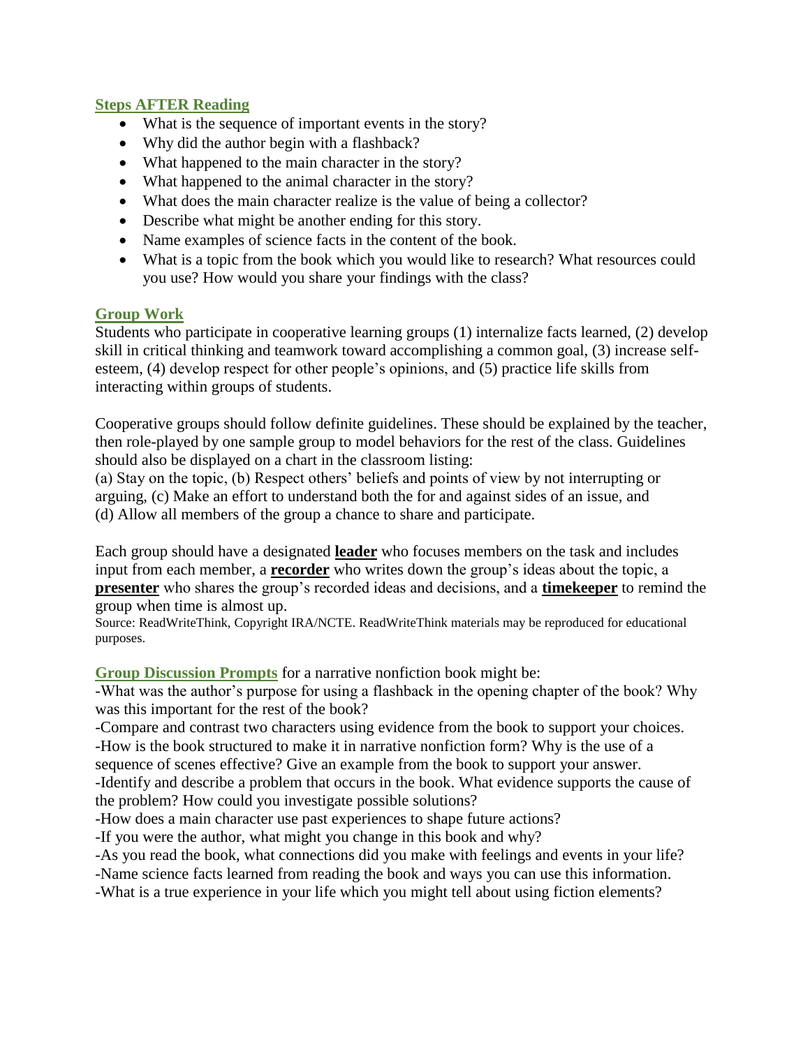## Steps AFTER Reading

- What is the sequence of important events in the story?
- Why did the author begin with a flashback?
- What happened to the main character in the story?
- What happened to the animal character in the story?
- What does the main character realize is the value of being a collector?
- Describe what might be another ending for this story.
- Name examples of science facts in the content of the book.
- What is a topic from the book which you would like to research? What resources could you use? How would you share your findings with the class?

## Group Work

Students who participate in cooperative learning groups (1) internalize facts learned, (2) develop skill in critical thinking and teamwork toward accomplishing a common goal, (3) increase self-esteem, (4) develop respect for other people's opinions, and (5) practice life skills from interacting within groups of students.

Cooperative groups should follow definite guidelines. These should be explained by the teacher, then role-played by one sample group to model behaviors for the rest of the class. Guidelines should also be displayed on a chart in the classroom listing:
(a) Stay on the topic, (b) Respect others' beliefs and points of view by not interrupting or arguing, (c) Make an effort to understand both the for and against sides of an issue, and
(d) Allow all members of the group a chance to share and participate.

Each group should have a designated **leader** who focuses members on the task and includes input from each member, a **recorder** who writes down the group's ideas about the topic, a **presenter** who shares the group's recorded ideas and decisions, and a **timekeeper** to remind the group when time is almost up.

Source: ReadWriteThink, Copyright IRA/NCTE. ReadWriteThink materials may be reproduced for educational purposes.

**Group Discussion Prompts** for a narrative nonfiction book might be:

-What was the author's purpose for using a flashback in the opening chapter of the book? Why was this important for the rest of the book?
-Compare and contrast two characters using evidence from the book to support your choices.
-How is the book structured to make it in narrative nonfiction form? Why is the use of a sequence of scenes effective? Give an example from the book to support your answer.
-Identify and describe a problem that occurs in the book. What evidence supports the cause of the problem? How could you investigate possible solutions?
-How does a main character use past experiences to shape future actions?
-If you were the author, what might you change in this book and why?
-As you read the book, what connections did you make with feelings and events in your life?
-Name science facts learned from reading the book and ways you can use this information.
-What is a true experience in your life which you might tell about using fiction elements?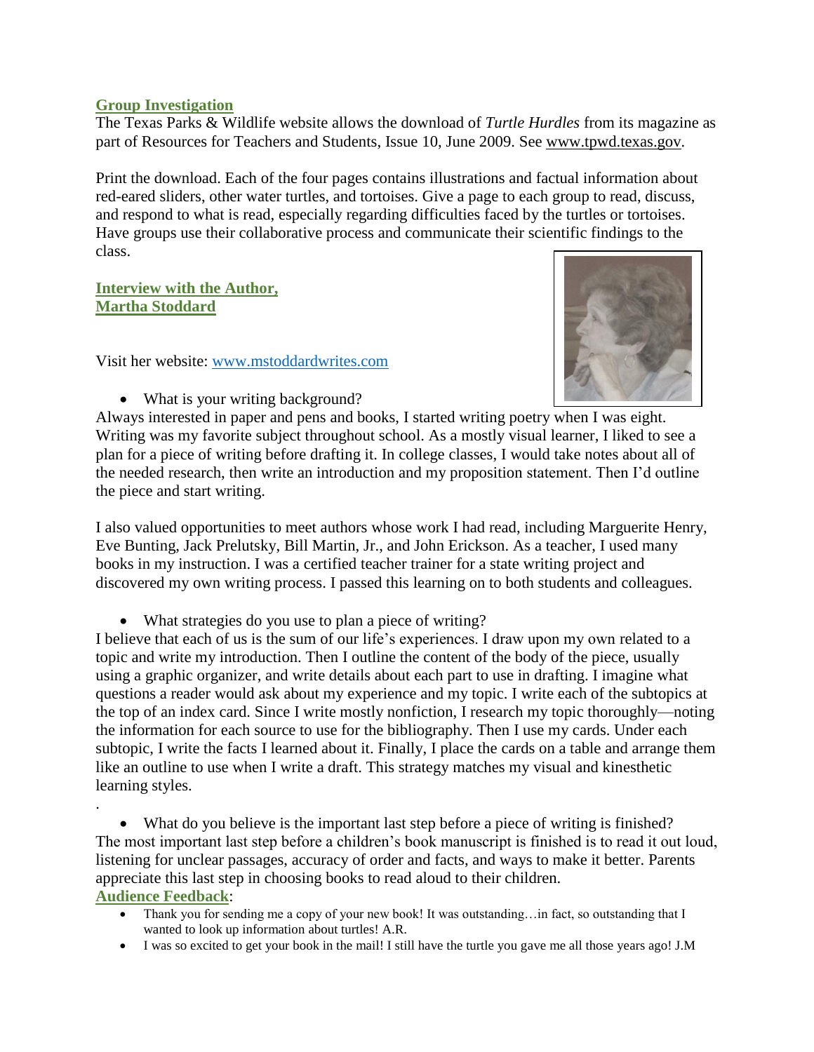## Group Investigation

The Texas Parks & Wildlife website allows the download of *Turtle Hurdles* from its magazine as part of Resources for Teachers and Students, Issue 10, June 2009. See www.tpwd.texas.gov.

Print the download. Each of the four pages contains illustrations and factual information about red-eared sliders, other water turtles, and tortoises. Give a page to each group to read, discuss, and respond to what is read, especially regarding difficulties faced by the turtles or tortoises. Have groups use their collaborative process and communicate their scientific findings to the class.

## Interview with the Author, Martha Stoddard

Visit her website: www.mstoddardwrites.com

- What is your writing background?

Always interested in paper and pens and books, I started writing poetry when I was eight. Writing was my favorite subject throughout school. As a mostly visual learner, I liked to see a plan for a piece of writing before drafting it. In college classes, I would take notes about all of the needed research, then write an introduction and my proposition statement. Then I'd outline the piece and start writing.

I also valued opportunities to meet authors whose work I had read, including Marguerite Henry, Eve Bunting, Jack Prelutsky, Bill Martin, Jr., and John Erickson. As a teacher, I used many books in my instruction. I was a certified teacher trainer for a state writing project and discovered my own writing process. I passed this learning on to both students and colleagues.

- What strategies do you use to plan a piece of writing?

I believe that each of us is the sum of our life's experiences. I draw upon my own related to a topic and write my introduction. Then I outline the content of the body of the piece, usually using a graphic organizer, and write details about each part to use in drafting. I imagine what questions a reader would ask about my experience and my topic. I write each of the subtopics at the top of an index card. Since I write mostly nonfiction, I research my topic thoroughly—noting the information for each source to use for the bibliography. Then I use my cards. Under each subtopic, I write the facts I learned about it. Finally, I place the cards on a table and arrange them like an outline to use when I write a draft. This strategy matches my visual and kinesthetic learning styles.

.

- What do you believe is the important last step before a piece of writing is finished?

The most important last step before a children's book manuscript is finished is to read it out loud, listening for unclear passages, accuracy of order and facts, and ways to make it better. Parents appreciate this last step in choosing books to read aloud to their children.

## Audience Feedback:

- Thank you for sending me a copy of your new book! It was outstanding…in fact, so outstanding that I wanted to look up information about turtles! A.R.
- I was so excited to get your book in the mail! I still have the turtle you gave me all those years ago! J.M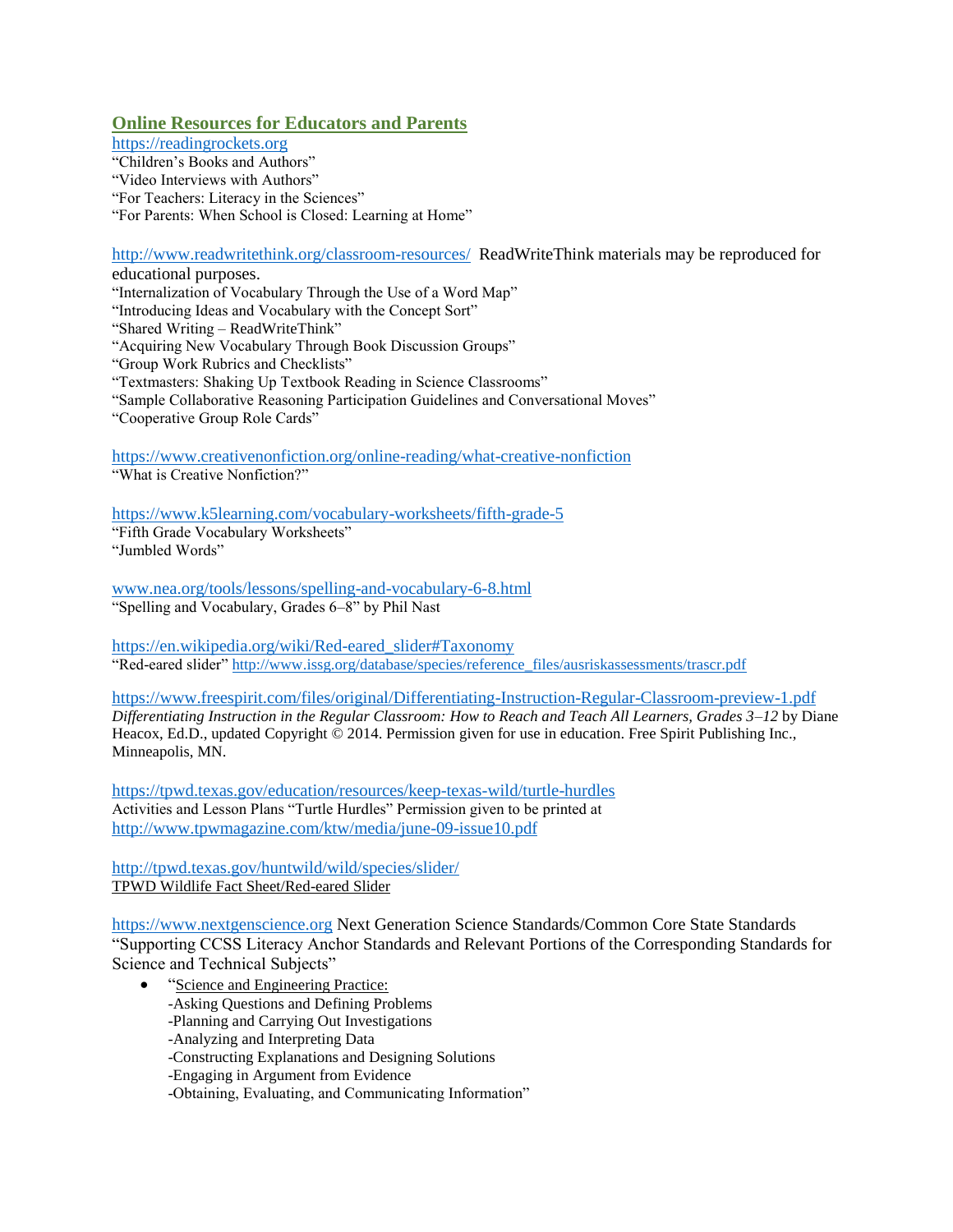## Online Resources for Educators and Parents

https://readingrockets.org
"Children's Books and Authors"
"Video Interviews with Authors"
"For Teachers: Literacy in the Sciences"
"For Parents: When School is Closed: Learning at Home"

http://www.readwritethink.org/classroom-resources/ ReadWriteThink materials may be reproduced for educational purposes.
"Internalization of Vocabulary Through the Use of a Word Map"
"Introducing Ideas and Vocabulary with the Concept Sort"
"Shared Writing – ReadWriteThink"
"Acquiring New Vocabulary Through Book Discussion Groups"
"Group Work Rubrics and Checklists"
"Textmasters: Shaking Up Textbook Reading in Science Classrooms"
"Sample Collaborative Reasoning Participation Guidelines and Conversational Moves"
"Cooperative Group Role Cards"

https://www.creativenonfiction.org/online-reading/what-creative-nonfiction
"What is Creative Nonfiction?"

https://www.k5learning.com/vocabulary-worksheets/fifth-grade-5
"Fifth Grade Vocabulary Worksheets"
"Jumbled Words"

www.nea.org/tools/lessons/spelling-and-vocabulary-6-8.html
"Spelling and Vocabulary, Grades 6–8" by Phil Nast

https://en.wikipedia.org/wiki/Red-eared_slider#Taxonomy
"Red-eared slider" http://www.issg.org/database/species/reference_files/ausriskassessments/trascr.pdf

https://www.freespirit.com/files/original/Differentiating-Instruction-Regular-Classroom-preview-1.pdf
*Differentiating Instruction in the Regular Classroom: How to Reach and Teach All Learners, Grades 3–12* by Diane Heacox, Ed.D., updated Copyright © 2014. Permission given for use in education. Free Spirit Publishing Inc., Minneapolis, MN.

https://tpwd.texas.gov/education/resources/keep-texas-wild/turtle-hurdles
Activities and Lesson Plans "Turtle Hurdles" Permission given to be printed at http://www.tpwmagazine.com/ktw/media/june-09-issue10.pdf

http://tpwd.texas.gov/huntwild/wild/species/slider/
TPWD Wildlife Fact Sheet/Red-eared Slider

https://www.nextgenscience.org Next Generation Science Standards/Common Core State Standards
"Supporting CCSS Literacy Anchor Standards and Relevant Portions of the Corresponding Standards for Science and Technical Subjects"

- "Science and Engineering Practice:
  -Asking Questions and Defining Problems
  -Planning and Carrying Out Investigations
  -Analyzing and Interpreting Data
  -Constructing Explanations and Designing Solutions
  -Engaging in Argument from Evidence
  -Obtaining, Evaluating, and Communicating Information"